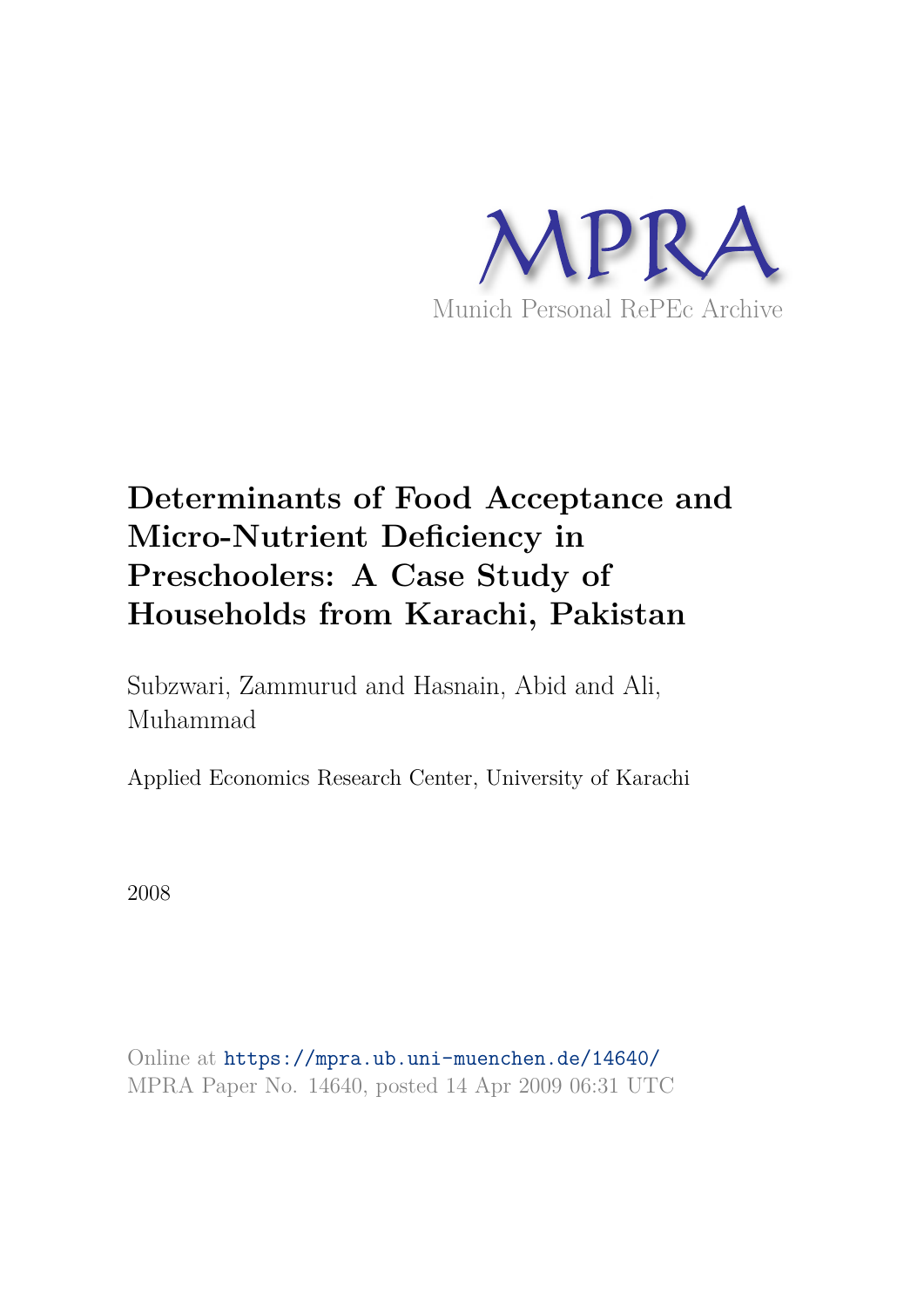MPRA

Munich Personal RePEc Archive

# Determinants of Food Acceptance and Micro-Nutrient Deficiency in Preschoolers: A Case Study of Households from Karachi, Pakistan

Subzwari, Zammurud and Hasnain, Abid and Ali, Muhammad

Applied Economics Research Center, University of Karachi

2008

Online at https://mpra.ub.uni-muenchen.de/14640/
MPRA Paper No. 14640, posted 14 Apr 2009 06:31 UTC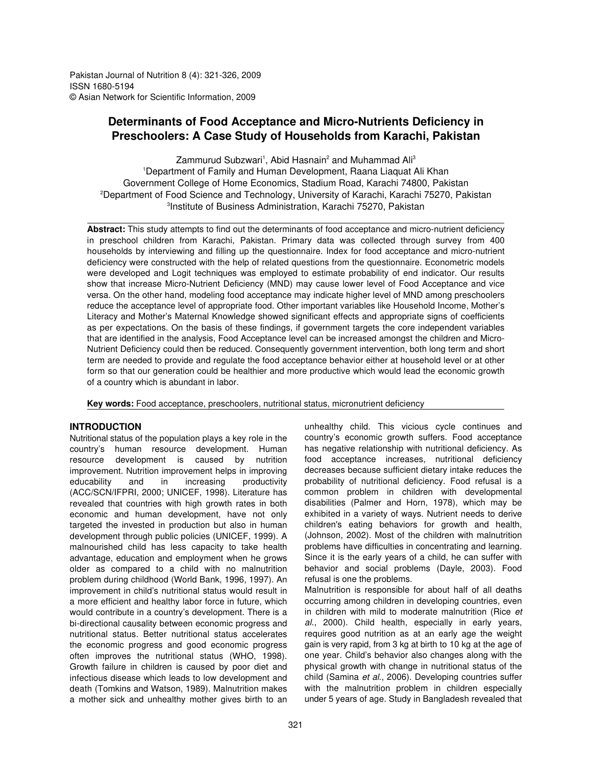Pakistan Journal of Nutrition 8 (4): 321-326, 2009
ISSN 1680-5194
© Asian Network for Scientific Information, 2009

# Determinants of Food Acceptance and Micro-Nutrients Deficiency in Preschoolers: A Case Study of Households from Karachi, Pakistan

Zammurud Subzwari[1], Abid Hasnain[2] and Muhammad Ali[3]

[1]Department of Family and Human Development, Raana Liaquat Ali Khan Government College of Home Economics, Stadium Road, Karachi 74800, Pakistan
[2]Department of Food Science and Technology, University of Karachi, Karachi 75270, Pakistan
[3]Institute of Business Administration, Karachi 75270, Pakistan

**Abstract:** This study attempts to find out the determinants of food acceptance and micro-nutrient deficiency in preschool children from Karachi, Pakistan. Primary data was collected through survey from 400 households by interviewing and filling up the questionnaire. Index for food acceptance and micro-nutrient deficiency were constructed with the help of related questions from the questionnaire. Econometric models were developed and Logit techniques was employed to estimate probability of end indicator. Our results show that increase Micro-Nutrient Deficiency (MND) may cause lower level of Food Acceptance and vice versa. On the other hand, modeling food acceptance may indicate higher level of MND among preschoolers reduce the acceptance level of appropriate food. Other important variables like Household Income, Mother's Literacy and Mother's Maternal Knowledge showed significant effects and appropriate signs of coefficients as per expectations. On the basis of these findings, if government targets the core independent variables that are identified in the analysis, Food Acceptance level can be increased amongst the children and Micro-Nutrient Deficiency could then be reduced. Consequently government intervention, both long term and short term are needed to provide and regulate the food acceptance behavior either at household level or at other form so that our generation could be healthier and more productive which would lead the economic growth of a country which is abundant in labor.

**Key words:** Food acceptance, preschoolers, nutritional status, micronutrient deficiency

## INTRODUCTION

Nutritional status of the population plays a key role in the country's human resource development. Human resource development is caused by nutrition improvement. Nutrition improvement helps in improving educability and in increasing productivity (ACC/SCN/IFPRI, 2000; UNICEF, 1998). Literature has revealed that countries with high growth rates in both economic and human development, have not only targeted the invested in production but also in human development through public policies (UNICEF, 1999). A malnourished child has less capacity to take health advantage, education and employment when he grows older as compared to a child with no malnutrition problem during childhood (World Bank, 1996, 1997). An improvement in child's nutritional status would result in a more efficient and healthy labor force in future, which would contribute in a country's development. There is a bi-directional causality between economic progress and nutritional status. Better nutritional status accelerates the economic progress and good economic progress often improves the nutritional status (WHO, 1998). Growth failure in children is caused by poor diet and infectious disease which leads to low development and death (Tomkins and Watson, 1989). Malnutrition makes a mother sick and unhealthy mother gives birth to an unhealthy child. This vicious cycle continues and country's economic growth suffers. Food acceptance has negative relationship with nutritional deficiency. As food acceptance increases, nutritional deficiency decreases because sufficient dietary intake reduces the probability of nutritional deficiency. Food refusal is a common problem in children with developmental disabilities (Palmer and Horn, 1978), which may be exhibited in a variety of ways. Nutrient needs to derive children's eating behaviors for growth and health, (Johnson, 2002). Most of the children with malnutrition problems have difficulties in concentrating and learning. Since it is the early years of a child, he can suffer with behavior and social problems (Dayle, 2003). Food refusal is one the problems.

Malnutrition is responsible for about half of all deaths occurring among children in developing countries, even in children with mild to moderate malnutrition (Rice *et al*., 2000). Child health, especially in early years, requires good nutrition as at an early age the weight gain is very rapid, from 3 kg at birth to 10 kg at the age of one year. Child's behavior also changes along with the physical growth with change in nutritional status of the child (Samina *et al*., 2006). Developing countries suffer with the malnutrition problem in children especially under 5 years of age. Study in Bangladesh revealed that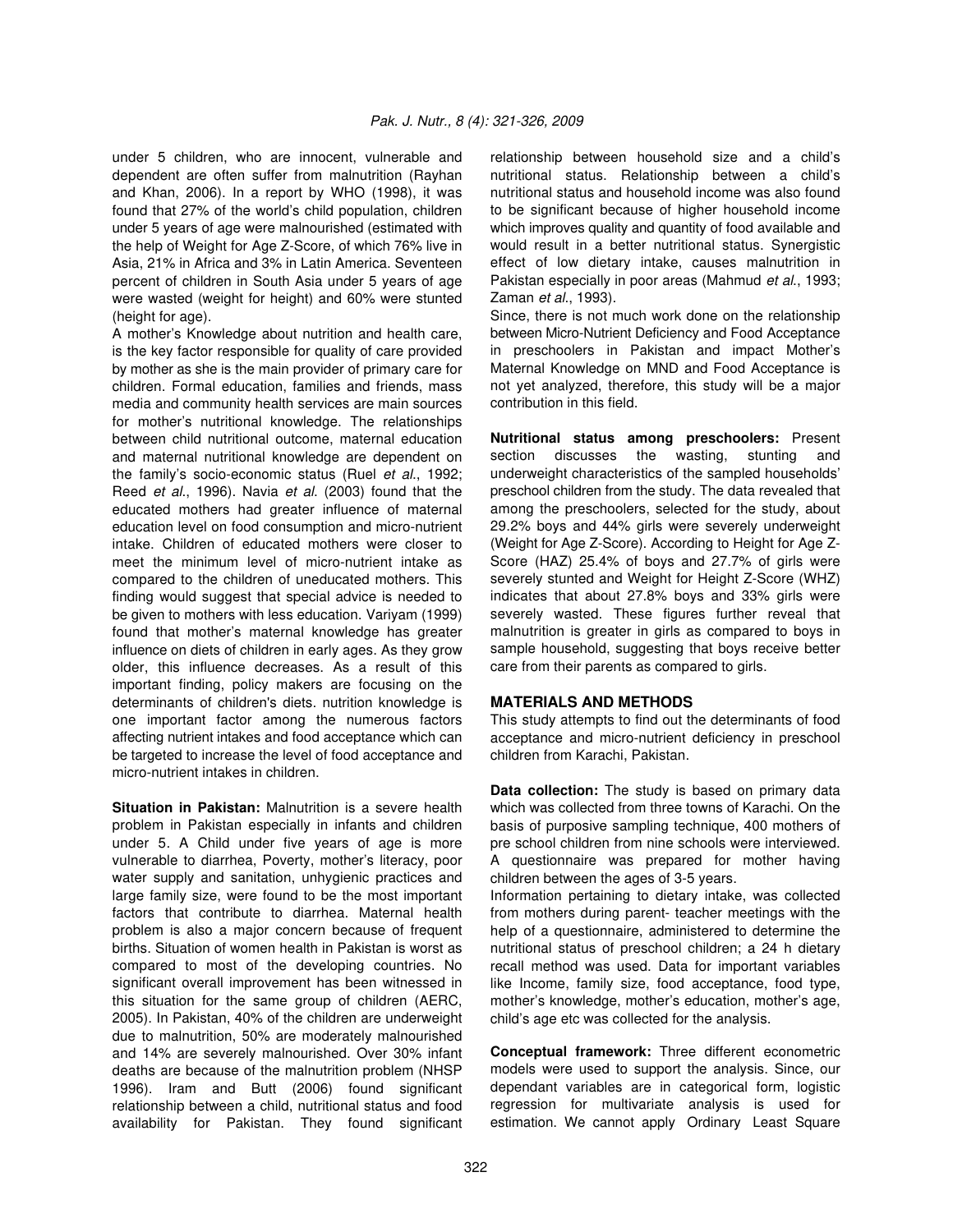under 5 children, who are innocent, vulnerable and dependent are often suffer from malnutrition (Rayhan and Khan, 2006). In a report by WHO (1998), it was found that 27% of the world's child population, children under 5 years of age were malnourished (estimated with the help of Weight for Age Z-Score, of which 76% live in Asia, 21% in Africa and 3% in Latin America. Seventeen percent of children in South Asia under 5 years of age were wasted (weight for height) and 60% were stunted (height for age).

A mother's Knowledge about nutrition and health care, is the key factor responsible for quality of care provided by mother as she is the main provider of primary care for children. Formal education, families and friends, mass media and community health services are main sources for mother's nutritional knowledge. The relationships between child nutritional outcome, maternal education and maternal nutritional knowledge are dependent on the family's socio-economic status (Ruel *et al*., 1992; Reed *et al*., 1996). Navia *et al*. (2003) found that the educated mothers had greater influence of maternal education level on food consumption and micro-nutrient intake. Children of educated mothers were closer to meet the minimum level of micro-nutrient intake as compared to the children of uneducated mothers. This finding would suggest that special advice is needed to be given to mothers with less education. Variyam (1999) found that mother's maternal knowledge has greater influence on diets of children in early ages. As they grow older, this influence decreases. As a result of this important finding, policy makers are focusing on the determinants of children's diets. nutrition knowledge is one important factor among the numerous factors affecting nutrient intakes and food acceptance which can be targeted to increase the level of food acceptance and micro-nutrient intakes in children.

**Situation in Pakistan:** Malnutrition is a severe health problem in Pakistan especially in infants and children under 5. A Child under five years of age is more vulnerable to diarrhea, Poverty, mother's literacy, poor water supply and sanitation, unhygienic practices and large family size, were found to be the most important factors that contribute to diarrhea. Maternal health problem is also a major concern because of frequent births. Situation of women health in Pakistan is worst as compared to most of the developing countries. No significant overall improvement has been witnessed in this situation for the same group of children (AERC, 2005). In Pakistan, 40% of the children are underweight due to malnutrition, 50% are moderately malnourished and 14% are severely malnourished. Over 30% infant deaths are because of the malnutrition problem (NHSP 1996). Iram and Butt (2006) found significant relationship between a child, nutritional status and food availability for Pakistan. They found significant relationship between household size and a child's nutritional status. Relationship between a child's nutritional status and household income was also found to be significant because of higher household income which improves quality and quantity of food available and would result in a better nutritional status. Synergistic effect of low dietary intake, causes malnutrition in Pakistan especially in poor areas (Mahmud *et al*., 1993; Zaman *et al*., 1993).

Since, there is not much work done on the relationship between Micro-Nutrient Deficiency and Food Acceptance in preschoolers in Pakistan and impact Mother's Maternal Knowledge on MND and Food Acceptance is not yet analyzed, therefore, this study will be a major contribution in this field.

**Nutritional status among preschoolers:** Present section discusses the wasting, stunting and underweight characteristics of the sampled households' preschool children from the study. The data revealed that among the preschoolers, selected for the study, about 29.2% boys and 44% girls were severely underweight (Weight for Age Z-Score). According to Height for Age Z-Score (HAZ) 25.4% of boys and 27.7% of girls were severely stunted and Weight for Height Z-Score (WHZ) indicates that about 27.8% boys and 33% girls were severely wasted. These figures further reveal that malnutrition is greater in girls as compared to boys in sample household, suggesting that boys receive better care from their parents as compared to girls.

## MATERIALS AND METHODS

This study attempts to find out the determinants of food acceptance and micro-nutrient deficiency in preschool children from Karachi, Pakistan.

**Data collection:** The study is based on primary data which was collected from three towns of Karachi. On the basis of purposive sampling technique, 400 mothers of pre school children from nine schools were interviewed. A questionnaire was prepared for mother having children between the ages of 3-5 years.

Information pertaining to dietary intake, was collected from mothers during parent- teacher meetings with the help of a questionnaire, administered to determine the nutritional status of preschool children; a 24 h dietary recall method was used. Data for important variables like Income, family size, food acceptance, food type, mother's knowledge, mother's education, mother's age, child's age etc was collected for the analysis.

**Conceptual framework:** Three different econometric models were used to support the analysis. Since, our dependant variables are in categorical form, logistic regression for multivariate analysis is used for estimation. We cannot apply Ordinary Least Square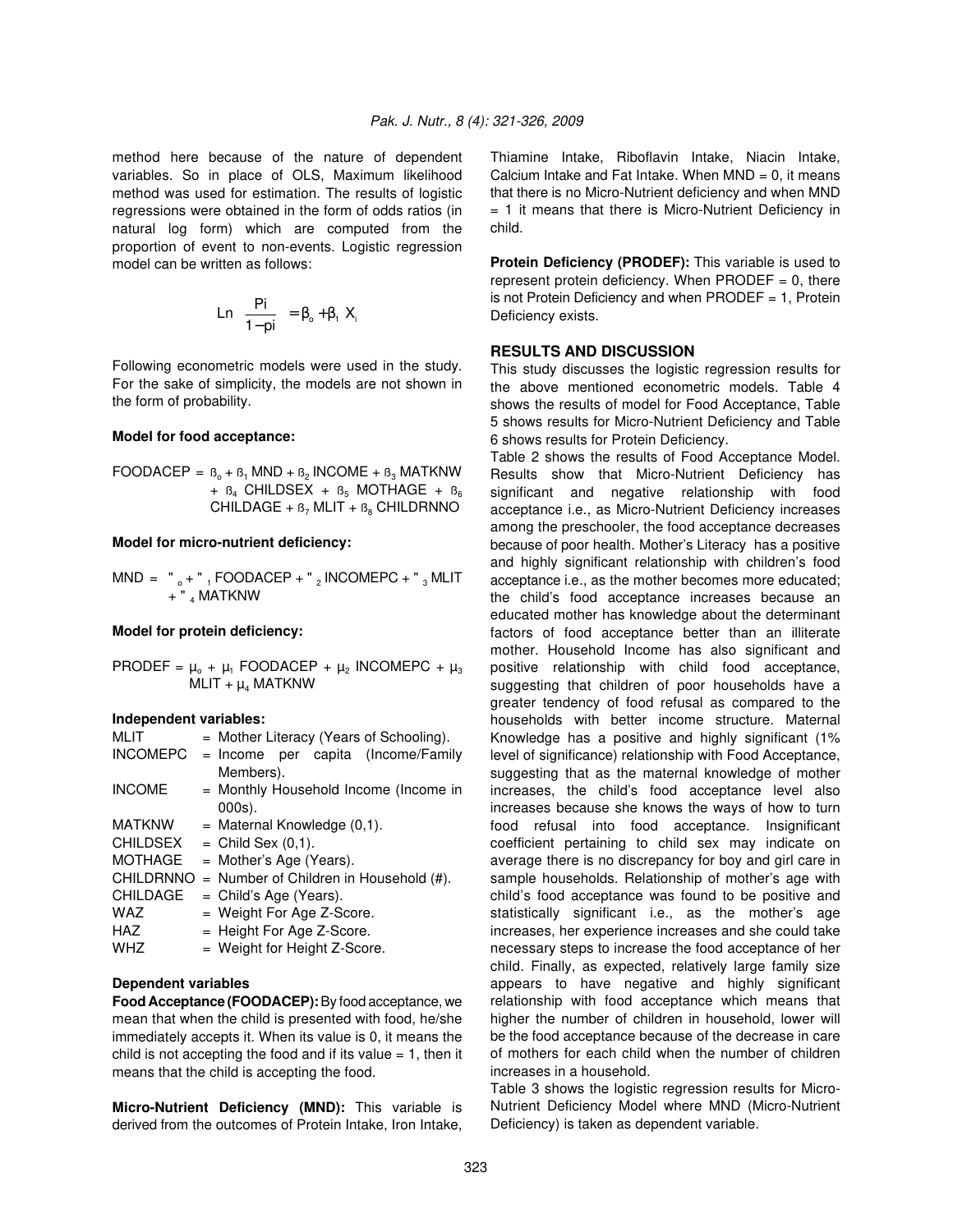method here because of the nature of dependent variables. So in place of OLS, Maximum likelihood method was used for estimation. The results of logistic regressions were obtained in the form of odds ratios (in natural log form) which are computed from the proportion of event to non-events. Logistic regression model can be written as follows:

$$\text{Ln} \ \frac{Pi}{1-pi} = \beta_o + \beta_1 X_i$$

Following econometric models were used in the study. For the sake of simplicity, the models are not shown in the form of probability.

**Model for food acceptance:**

$$\text{FOODACEP} = \beta_o + \beta_1 \text{MND} + \beta_2 \text{INCOME} + \beta_3 \text{MATKNW} + \beta_4 \text{CHILDSEX} + \beta_5 \text{MOTHAGE} + \beta_6 \text{CHILDAGE} + \beta_7 \text{MLIT} + \beta_8 \text{CHILDRNNO}$$

**Model for micro-nutrient deficiency:**

$$\text{MND} = "_o + "_1 \text{FOODACEP} + "_2 \text{INCOMEPC} + "_3 \text{MLIT} + "_4 \text{MATKNW}$$

**Model for protein deficiency:**

$$\text{PRODEF} = \mu_o + \mu_1 \text{FOODACEP} + \mu_2 \text{INCOMEPC} + \mu_3 \text{MLIT} + \mu_4 \text{MATKNW}$$

**Independent variables:**

| | | |
|---|---|---|
| MLIT | = | Mother Literacy (Years of Schooling). |
| INCOMEPC | = | Income per capita (Income/Family Members). |
| INCOME | = | Monthly Household Income (Income in 000s). |
| MATKNW | = | Maternal Knowledge (0,1). |
| CHILDSEX | = | Child Sex (0,1). |
| MOTHAGE | = | Mother's Age (Years). |
| CHILDRNNO | = | Number of Children in Household (#). |
| CHILDAGE | = | Child's Age (Years). |
| WAZ | = | Weight For Age Z-Score. |
| HAZ | = | Height For Age Z-Score. |
| WHZ | = | Weight for Height Z-Score. |

**Dependent variables**

**Food Acceptance (FOODACEP):** By food acceptance, we mean that when the child is presented with food, he/she immediately accepts it. When its value is 0, it means the child is not accepting the food and if its value = 1, then it means that the child is accepting the food.

**Micro-Nutrient Deficiency (MND):** This variable is derived from the outcomes of Protein Intake, Iron Intake, Thiamine Intake, Riboflavin Intake, Niacin Intake, Calcium Intake and Fat Intake. When MND = 0, it means that there is no Micro-Nutrient deficiency and when MND = 1 it means that there is Micro-Nutrient Deficiency in child.

**Protein Deficiency (PRODEF):** This variable is used to represent protein deficiency. When PRODEF = 0, there is not Protein Deficiency and when PRODEF = 1, Protein Deficiency exists.

## RESULTS AND DISCUSSION

This study discusses the logistic regression results for the above mentioned econometric models. Table 4 shows the results of model for Food Acceptance, Table 5 shows results for Micro-Nutrient Deficiency and Table 6 shows results for Protein Deficiency.

Table 2 shows the results of Food Acceptance Model. Results show that Micro-Nutrient Deficiency has significant and negative relationship with food acceptance i.e., as Micro-Nutrient Deficiency increases among the preschooler, the food acceptance decreases because of poor health. Mother's Literacy has a positive and highly significant relationship with children's food acceptance i.e., as the mother becomes more educated; the child's food acceptance increases because an educated mother has knowledge about the determinant factors of food acceptance better than an illiterate mother. Household Income has also significant and positive relationship with child food acceptance, suggesting that children of poor households have a greater tendency of food refusal as compared to the households with better income structure. Maternal Knowledge has a positive and highly significant (1% level of significance) relationship with Food Acceptance, suggesting that as the maternal knowledge of mother increases, the child's food acceptance level also increases because she knows the ways of how to turn food refusal into food acceptance. Insignificant coefficient pertaining to child sex may indicate on average there is no discrepancy for boy and girl care in sample households. Relationship of mother's age with child's food acceptance was found to be positive and statistically significant i.e., as the mother's age increases, her experience increases and she could take necessary steps to increase the food acceptance of her child. Finally, as expected, relatively large family size appears to have negative and highly significant relationship with food acceptance which means that higher the number of children in household, lower will be the food acceptance because of the decrease in care of mothers for each child when the number of children increases in a household.

Table 3 shows the logistic regression results for Micro-Nutrient Deficiency Model where MND (Micro-Nutrient Deficiency) is taken as dependent variable.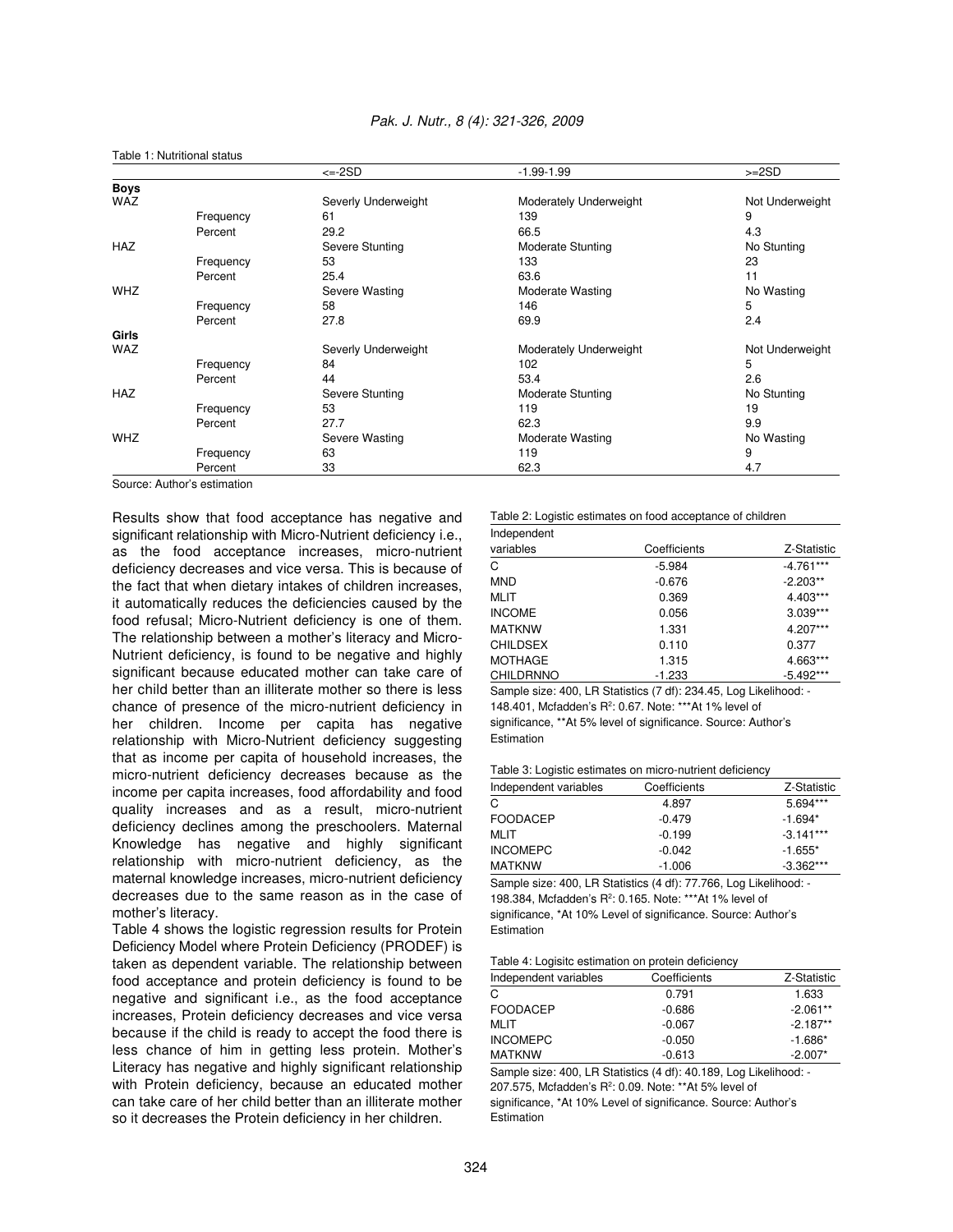Table 1: Nutritional status

| | | <=-2SD | -1.99-1.99 | >=2SD |
|---|---|---|---|---|
| **Boys** | | | | |
| WAZ | | Severly Underweight | Moderately Underweight | Not Underweight |
| | Frequency | 61 | 139 | 9 |
| | Percent | 29.2 | 66.5 | 4.3 |
| HAZ | | Severe Stunting | Moderate Stunting | No Stunting |
| | Frequency | 53 | 133 | 23 |
| | Percent | 25.4 | 63.6 | 11 |
| WHZ | | Severe Wasting | Moderate Wasting | No Wasting |
| | Frequency | 58 | 146 | 5 |
| | Percent | 27.8 | 69.9 | 2.4 |
| **Girls** | | | | |
| WAZ | | Severly Underweight | Moderately Underweight | Not Underweight |
| | Frequency | 84 | 102 | 5 |
| | Percent | 44 | 53.4 | 2.6 |
| HAZ | | Severe Stunting | Moderate Stunting | No Stunting |
| | Frequency | 53 | 119 | 19 |
| | Percent | 27.7 | 62.3 | 9.9 |
| WHZ | | Severe Wasting | Moderate Wasting | No Wasting |
| | Frequency | 63 | 119 | 9 |
| | Percent | 33 | 62.3 | 4.7 |

Source: Author's estimation

Results show that food acceptance has negative and significant relationship with Micro-Nutrient deficiency i.e., as the food acceptance increases, micro-nutrient deficiency decreases and vice versa. This is because of the fact that when dietary intakes of children increases, it automatically reduces the deficiencies caused by the food refusal; Micro-Nutrient deficiency is one of them. The relationship between a mother's literacy and Micro-Nutrient deficiency, is found to be negative and highly significant because educated mother can take care of her child better than an illiterate mother so there is less chance of presence of the micro-nutrient deficiency in her children. Income per capita has negative relationship with Micro-Nutrient deficiency suggesting that as income per capita of household increases, the micro-nutrient deficiency decreases because as the income per capita increases, food affordability and food quality increases and as a result, micro-nutrient deficiency declines among the preschoolers. Maternal Knowledge has negative and highly significant relationship with micro-nutrient deficiency, as the maternal knowledge increases, micro-nutrient deficiency decreases due to the same reason as in the case of mother's literacy.

Table 4 shows the logistic regression results for Protein Deficiency Model where Protein Deficiency (PRODEF) is taken as dependent variable. The relationship between food acceptance and protein deficiency is found to be negative and significant i.e., as the food acceptance increases, Protein deficiency decreases and vice versa because if the child is ready to accept the food there is less chance of him in getting less protein. Mother's Literacy has negative and highly significant relationship with Protein deficiency, because an educated mother can take care of her child better than an illiterate mother so it decreases the Protein deficiency in her children.

Table 2: Logistic estimates on food acceptance of children

| Independent variables | Coefficients | Z-Statistic |
|---|---|---|
| C | -5.984 | -4.761*** |
| MND | -0.676 | -2.203** |
| MLIT | 0.369 | 4.403*** |
| INCOME | 0.056 | 3.039*** |
| MATKNW | 1.331 | 4.207*** |
| CHILDSEX | 0.110 | 0.377 |
| MOTHAGE | 1.315 | 4.663*** |
| CHILDRNNO | -1.233 | -5.492*** |

Sample size: 400, LR Statistics (7 df): 234.45, Log Likelihood: -148.401, Mcfadden's $R^2$: 0.67. Note: ***At 1% level of significance, **At 5% level of significance. Source: Author's Estimation

Table 3: Logistic estimates on micro-nutrient deficiency

| Independent variables | Coefficients | Z-Statistic |
|---|---|---|
| C | 4.897 | 5.694*** |
| FOODACEP | -0.479 | -1.694* |
| MLIT | -0.199 | -3.141*** |
| INCOMEPC | -0.042 | -1.655* |
| MATKNW | -1.006 | -3.362*** |

Sample size: 400, LR Statistics (4 df): 77.766, Log Likelihood: -198.384, Mcfadden's $R^2$: 0.165. Note: ***At 1% level of significance, *At 10% Level of significance. Source: Author's Estimation

Table 4: Logisitc estimation on protein deficiency

| Independent variables | Coefficients | Z-Statistic |
|---|---|---|
| C | 0.791 | 1.633 |
| FOODACEP | -0.686 | -2.061** |
| MLIT | -0.067 | -2.187** |
| INCOMEPC | -0.050 | -1.686* |
| MATKNW | -0.613 | -2.007* |

Sample size: 400, LR Statistics (4 df): 40.189, Log Likelihood: -207.575, Mcfadden's $R^2$: 0.09. Note: **At 5% level of significance, *At 10% Level of significance. Source: Author's Estimation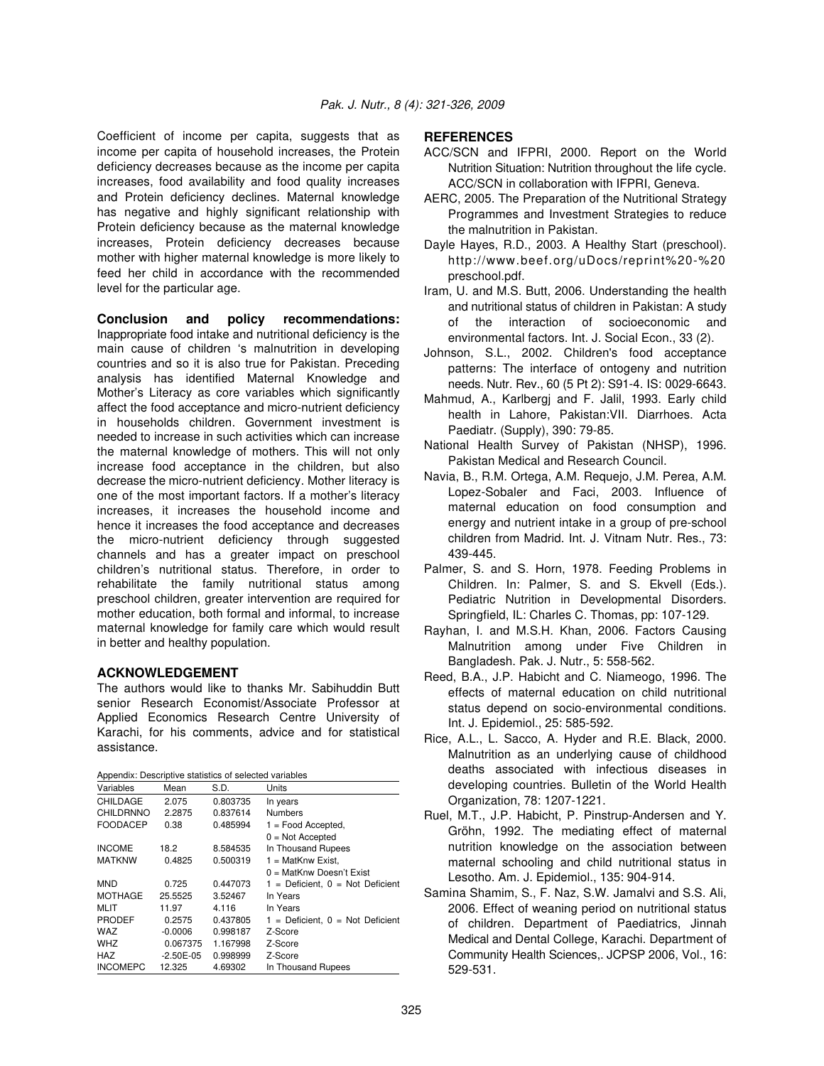Coefficient of income per capita, suggests that as income per capita of household increases, the Protein deficiency decreases because as the income per capita increases, food availability and food quality increases and Protein deficiency declines. Maternal knowledge has negative and highly significant relationship with Protein deficiency because as the maternal knowledge increases, Protein deficiency decreases because mother with higher maternal knowledge is more likely to feed her child in accordance with the recommended level for the particular age.

**Conclusion and policy recommendations:** Inappropriate food intake and nutritional deficiency is the main cause of children 's malnutrition in developing countries and so it is also true for Pakistan. Preceding analysis has identified Maternal Knowledge and Mother's Literacy as core variables which significantly affect the food acceptance and micro-nutrient deficiency in households children. Government investment is needed to increase in such activities which can increase the maternal knowledge of mothers. This will not only increase food acceptance in the children, but also decrease the micro-nutrient deficiency. Mother literacy is one of the most important factors. If a mother's literacy increases, it increases the household income and hence it increases the food acceptance and decreases the micro-nutrient deficiency through suggested channels and has a greater impact on preschool children's nutritional status. Therefore, in order to rehabilitate the family nutritional status among preschool children, greater intervention are required for mother education, both formal and informal, to increase maternal knowledge for family care which would result in better and healthy population.

## ACKNOWLEDGEMENT

The authors would like to thanks Mr. Sabihuddin Butt senior Research Economist/Associate Professor at Applied Economics Research Centre University of Karachi, for his comments, advice and for statistical assistance.

Appendix: Descriptive statistics of selected variables

| Variables | Mean | S.D. | Units |
|---|---|---|---|
| CHILDAGE | 2.075 | 0.803735 | In years |
| CHILDRNNO | 2.2875 | 0.837614 | Numbers |
| FOODACEP | 0.38 | 0.485994 | 1 = Food Accepted, 0 = Not Accepted |
| INCOME | 18.2 | 8.584535 | In Thousand Rupees |
| MATKNW | 0.4825 | 0.500319 | 1 = MatKnw Exist, 0 = MatKnw Doesn't Exist |
| MND | 0.725 | 0.447073 | 1 = Deficient, 0 = Not Deficient |
| MOTHAGE | 25.5525 | 3.52467 | In Years |
| MLIT | 11.97 | 4.116 | In Years |
| PRODEF | 0.2575 | 0.437805 | 1 = Deficient, 0 = Not Deficient |
| WAZ | -0.0006 | 0.998187 | Z-Score |
| WHZ | 0.067375 | 1.167998 | Z-Score |
| HAZ | -2.50E-05 | 0.998999 | Z-Score |
| INCOMEPC | 12.325 | 4.69302 | In Thousand Rupees |

## REFERENCES

ACC/SCN and IFPRI, 2000. Report on the World Nutrition Situation: Nutrition throughout the life cycle. ACC/SCN in collaboration with IFPRI, Geneva.

AERC, 2005. The Preparation of the Nutritional Strategy Programmes and Investment Strategies to reduce the malnutrition in Pakistan.

Dayle Hayes, R.D., 2003. A Healthy Start (preschool). http://www.beef.org/uDocs/reprint%20-%20preschool.pdf.

Iram, U. and M.S. Butt, 2006. Understanding the health and nutritional status of children in Pakistan: A study of the interaction of socioeconomic and environmental factors. Int. J. Social Econ., 33 (2).

Johnson, S.L., 2002. Children's food acceptance patterns: The interface of ontogeny and nutrition needs. Nutr. Rev., 60 (5 Pt 2): S91-4. IS: 0029-6643.

Mahmud, A., Karlbergj and F. Jalil, 1993. Early child health in Lahore, Pakistan:VII. Diarrhoes. Acta Paediatr. (Supply), 390: 79-85.

National Health Survey of Pakistan (NHSP), 1996. Pakistan Medical and Research Council.

Navia, B., R.M. Ortega, A.M. Requejo, J.M. Perea, A.M. Lopez-Sobaler and Faci, 2003. Influence of maternal education on food consumption and energy and nutrient intake in a group of pre-school children from Madrid. Int. J. Vitnam Nutr. Res., 73: 439-445.

Palmer, S. and S. Horn, 1978. Feeding Problems in Children. In: Palmer, S. and S. Ekvell (Eds.). Pediatric Nutrition in Developmental Disorders. Springfield, IL: Charles C. Thomas, pp: 107-129.

Rayhan, I. and M.S.H. Khan, 2006. Factors Causing Malnutrition among under Five Children in Bangladesh. Pak. J. Nutr., 5: 558-562.

Reed, B.A., J.P. Habicht and C. Niameogo, 1996. The effects of maternal education on child nutritional status depend on socio-environmental conditions. Int. J. Epidemiol., 25: 585-592.

Rice, A.L., L. Sacco, A. Hyder and R.E. Black, 2000. Malnutrition as an underlying cause of childhood deaths associated with infectious diseases in developing countries. Bulletin of the World Health Organization, 78: 1207-1221.

Ruel, M.T., J.P. Habicht, P. Pinstrup-Andersen and Y. Gröhn, 1992. The mediating effect of maternal nutrition knowledge on the association between maternal schooling and child nutritional status in Lesotho. Am. J. Epidemiol., 135: 904-914.

Samina Shamim, S., F. Naz, S.W. Jamalvi and S.S. Ali, 2006. Effect of weaning period on nutritional status of children. Department of Paediatrics, Jinnah Medical and Dental College, Karachi. Department of Community Health Sciences,. JCPSP 2006, Vol., 16: 529-531.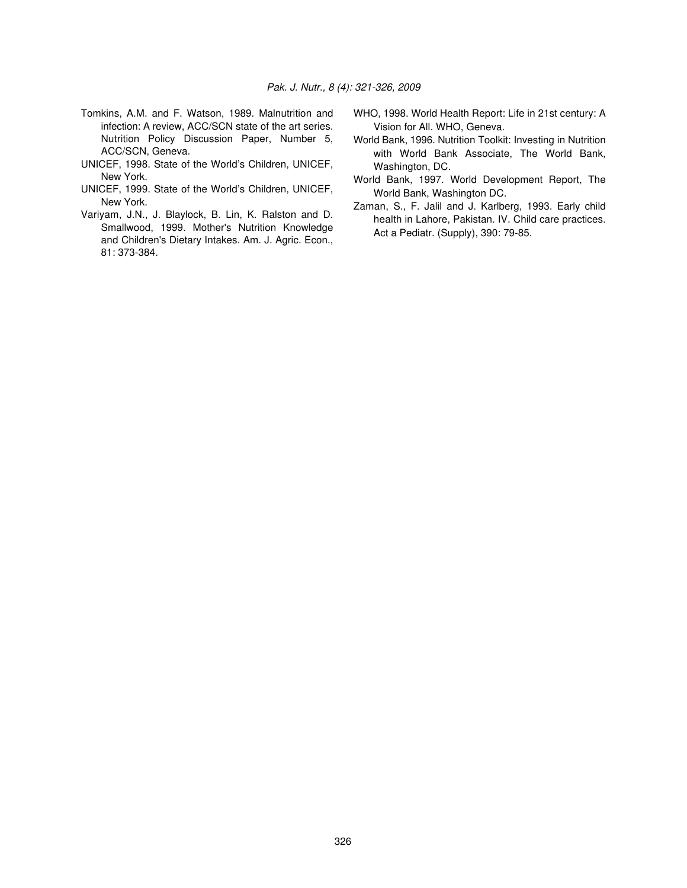Tomkins, A.M. and F. Watson, 1989. Malnutrition and infection: A review, ACC/SCN state of the art series. Nutrition Policy Discussion Paper, Number 5, ACC/SCN, Geneva.

UNICEF, 1998. State of the World's Children, UNICEF, New York.

UNICEF, 1999. State of the World's Children, UNICEF, New York.

Variyam, J.N., J. Blaylock, B. Lin, K. Ralston and D. Smallwood, 1999. Mother's Nutrition Knowledge and Children's Dietary Intakes. Am. J. Agric. Econ., 81: 373-384.

WHO, 1998. World Health Report: Life in 21st century: A Vision for All. WHO, Geneva.

World Bank, 1996. Nutrition Toolkit: Investing in Nutrition with World Bank Associate, The World Bank, Washington, DC.

World Bank, 1997. World Development Report, The World Bank, Washington DC.

Zaman, S., F. Jalil and J. Karlberg, 1993. Early child health in Lahore, Pakistan. IV. Child care practices. Act a Pediatr. (Supply), 390: 79-85.